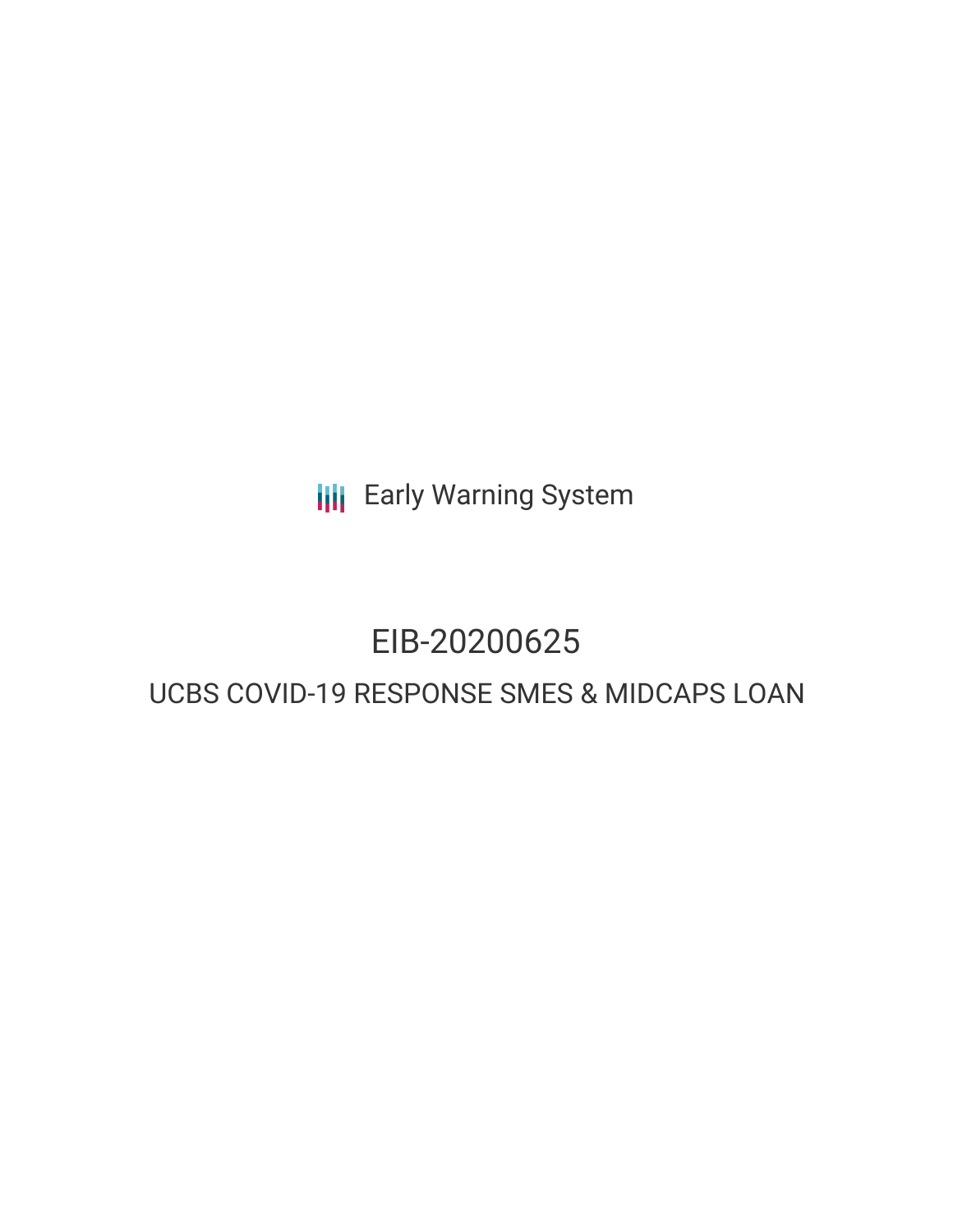Early Warning System

# EIB-20200625

## UCBS COVID-19 RESPONSE SMES & MIDCAPS LOAN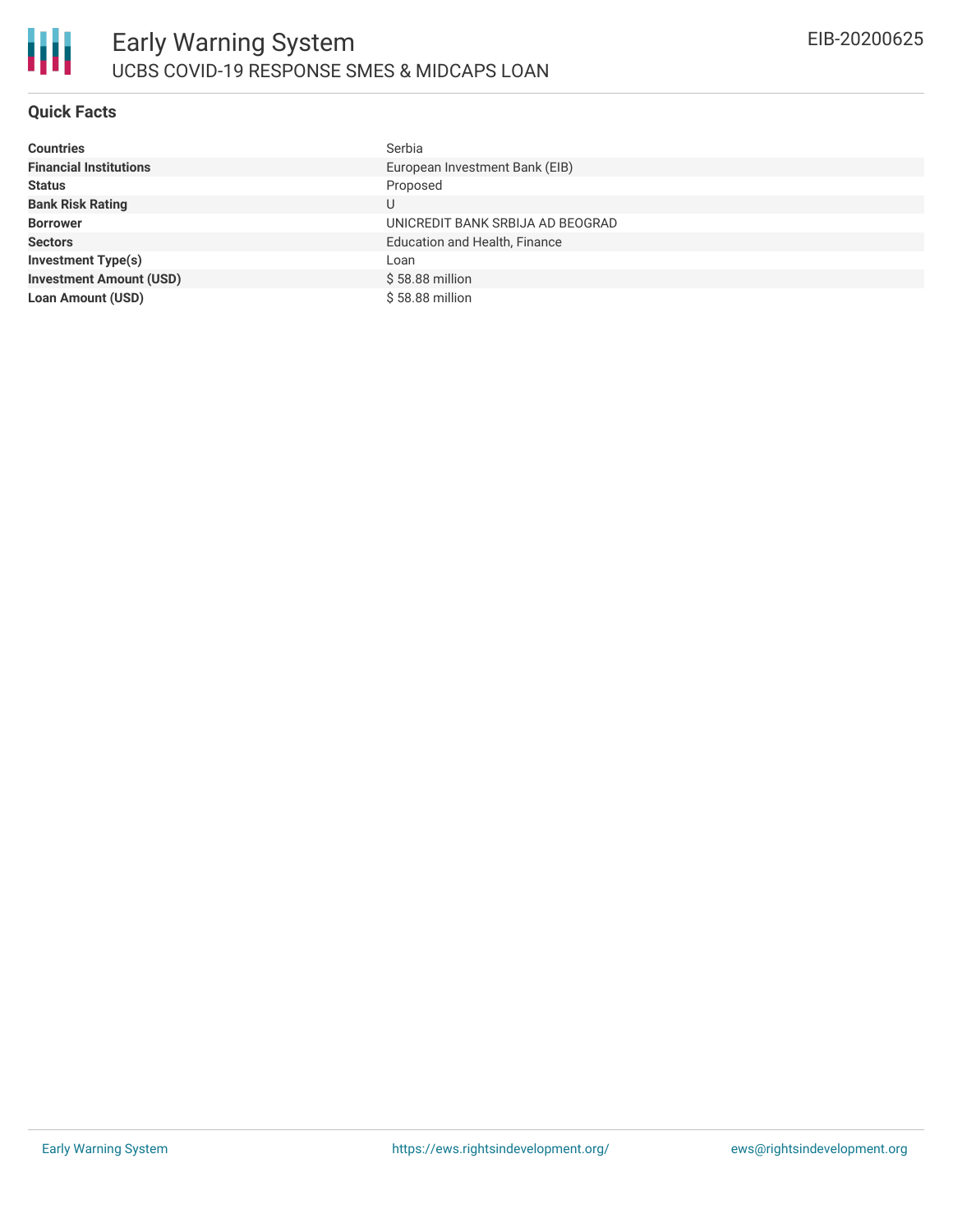# Early Warning System

## UCBS COVID-19 RESPONSE SMES & MIDCAPS LOAN

EIB-20200625

### Quick Facts

| | |
|---|---|
| **Countries** | Serbia |
| **Financial Institutions** | European Investment Bank (EIB) |
| **Status** | Proposed |
| **Bank Risk Rating** | U |
| **Borrower** | UNICREDIT BANK SRBIJA AD BEOGRAD |
| **Sectors** | Education and Health, Finance |
| **Investment Type(s)** | Loan |
| **Investment Amount (USD)** | $ 58.88 million |
| **Loan Amount (USD)** | $ 58.88 million |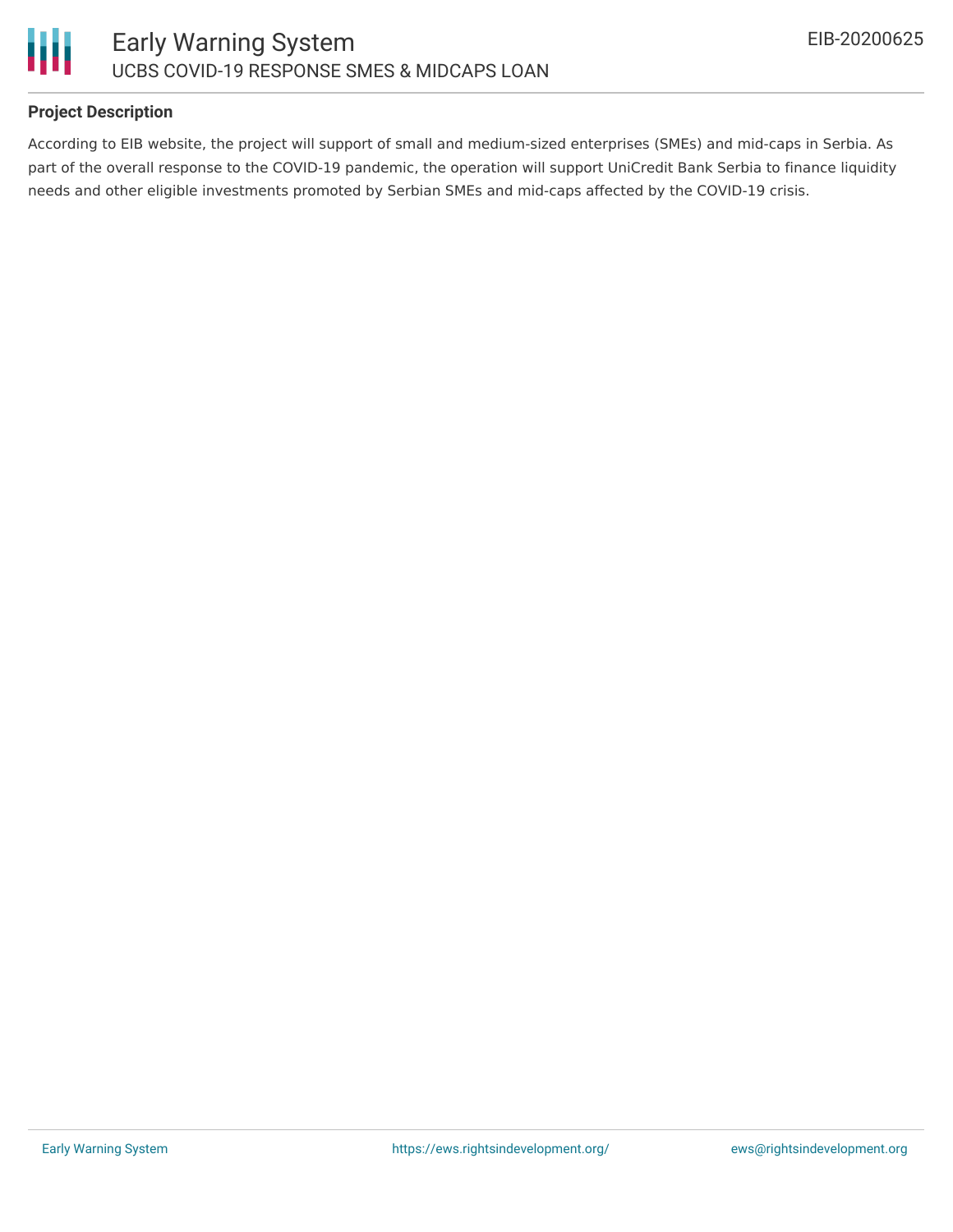**Project Description**

According to EIB website, the project will support of small and medium-sized enterprises (SMEs) and mid-caps in Serbia. As part of the overall response to the COVID-19 pandemic, the operation will support UniCredit Bank Serbia to finance liquidity needs and other eligible investments promoted by Serbian SMEs and mid-caps affected by the COVID-19 crisis.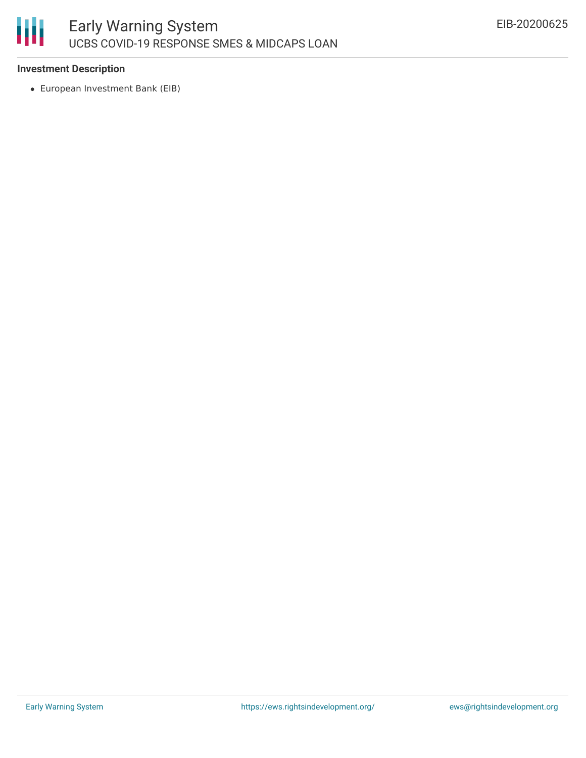### Investment Description

- European Investment Bank (EIB)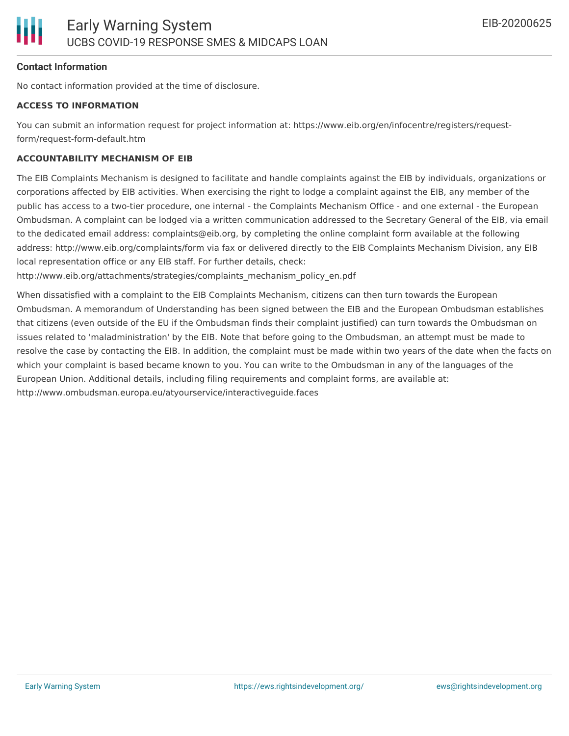#### Contact Information

No contact information provided at the time of disclosure.

**ACCESS TO INFORMATION**

You can submit an information request for project information at: https://www.eib.org/en/infocentre/registers/request-form/request-form-default.htm

**ACCOUNTABILITY MECHANISM OF EIB**

The EIB Complaints Mechanism is designed to facilitate and handle complaints against the EIB by individuals, organizations or corporations affected by EIB activities. When exercising the right to lodge a complaint against the EIB, any member of the public has access to a two-tier procedure, one internal - the Complaints Mechanism Office - and one external - the European Ombudsman. A complaint can be lodged via a written communication addressed to the Secretary General of the EIB, via email to the dedicated email address: complaints@eib.org, by completing the online complaint form available at the following address: http://www.eib.org/complaints/form via fax or delivered directly to the EIB Complaints Mechanism Division, any EIB local representation office or any EIB staff. For further details, check: http://www.eib.org/attachments/strategies/complaints_mechanism_policy_en.pdf

When dissatisfied with a complaint to the EIB Complaints Mechanism, citizens can then turn towards the European Ombudsman. A memorandum of Understanding has been signed between the EIB and the European Ombudsman establishes that citizens (even outside of the EU if the Ombudsman finds their complaint justified) can turn towards the Ombudsman on issues related to 'maladministration' by the EIB. Note that before going to the Ombudsman, an attempt must be made to resolve the case by contacting the EIB. In addition, the complaint must be made within two years of the date when the facts on which your complaint is based became known to you. You can write to the Ombudsman in any of the languages of the European Union. Additional details, including filing requirements and complaint forms, are available at: http://www.ombudsman.europa.eu/atyourservice/interactiveguide.faces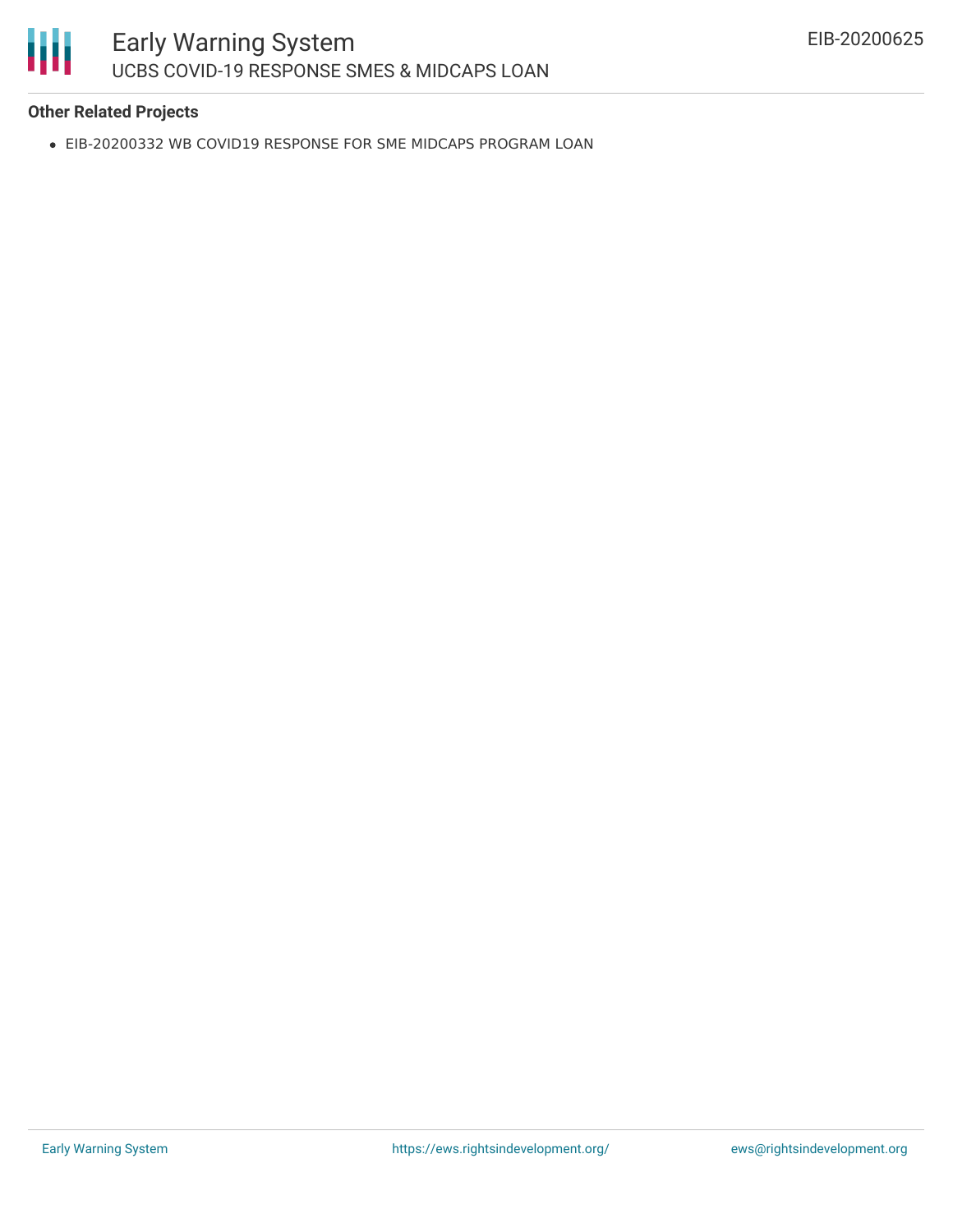**Other Related Projects**

- EIB-20200332 WB COVID19 RESPONSE FOR SME MIDCAPS PROGRAM LOAN